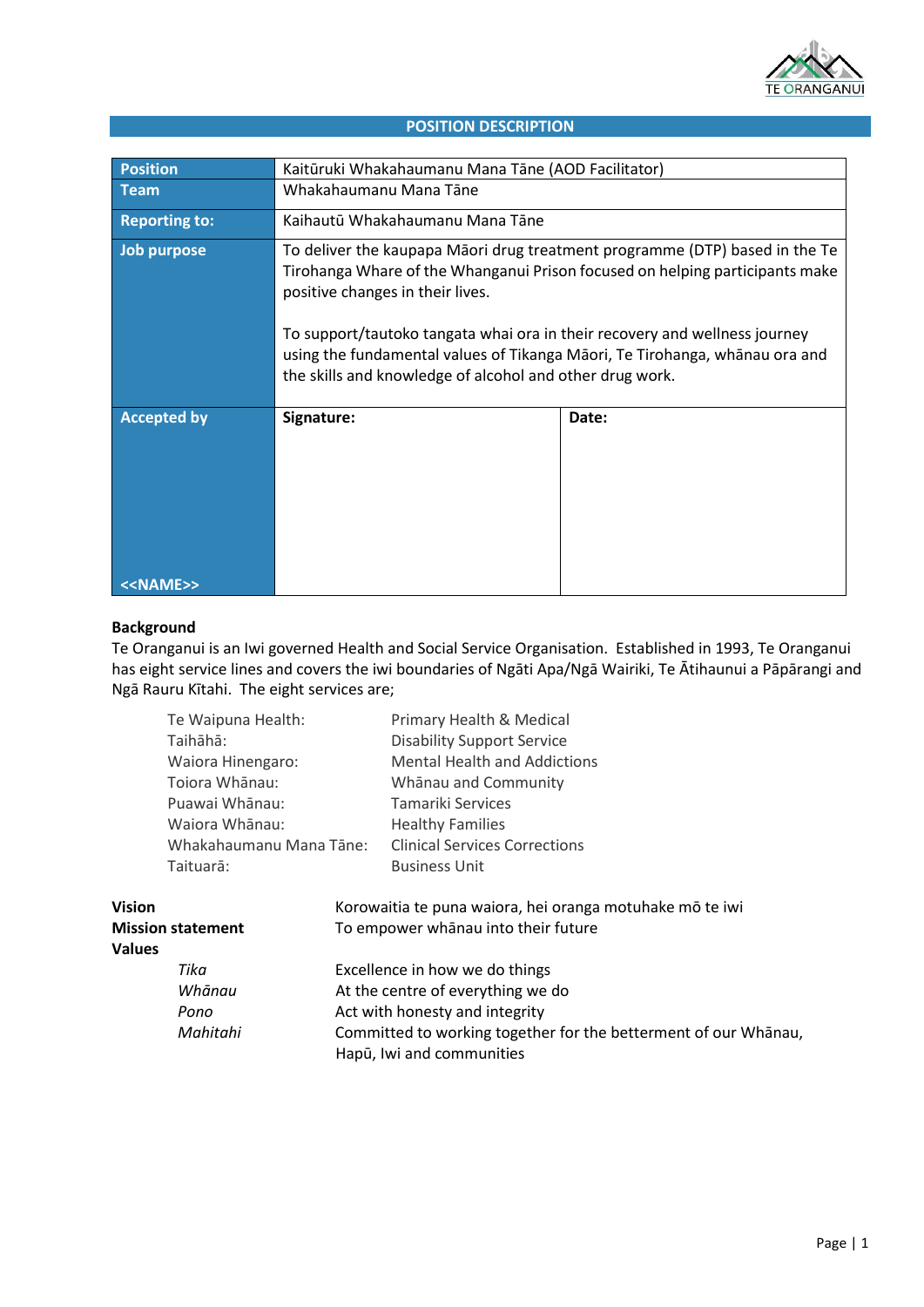## POSITION DESCRIPTION

| | | |
|---|---|---|
| **Position** | Kaitūruki Whakahaumanu Mana Tāne (AOD Facilitator) | |
| **Team** | Whakahaumanu Mana Tāne | |
| **Reporting to:** | Kaihautū Whakahaumanu Mana Tāne | |
| **Job purpose** | To deliver the kaupapa Māori drug treatment programme (DTP) based in the Te Tirohanga Whare of the Whanganui Prison focused on helping participants make positive changes in their lives.<br><br>To support/tautoko tangata whai ora in their recovery and wellness journey using the fundamental values of Tikanga Māori, Te Tirohanga, whānau ora and the skills and knowledge of alcohol and other drug work. | |
| **Accepted by**<br><br><br><br><<NAME>> | **Signature:** | **Date:** |

**Background**

Te Oranganui is an Iwi governed Health and Social Service Organisation. Established in 1993, Te Oranganui has eight service lines and covers the iwi boundaries of Ngāti Apa/Ngā Wairiki, Te Ātihaunui a Pāpārangi and Ngā Rauru Kītahi. The eight services are;

| | |
|---|---|
| Te Waipuna Health: | Primary Health & Medical |
| Taihāhā: | Disability Support Service |
| Waiora Hinengaro: | Mental Health and Addictions |
| Toiora Whānau: | Whānau and Community |
| Puawai Whānau: | Tamariki Services |
| Waiora Whānau: | Healthy Families |
| Whakahaumanu Mana Tāne: | Clinical Services Corrections |
| Taituarā: | Business Unit |

**Vision** Korowaitia te puna waiora, hei oranga motuhake mō te iwi

**Mission statement** To empower whānau into their future

**Values**

| | |
|---|---|
| *Tika* | Excellence in how we do things |
| *Whānau* | At the centre of everything we do |
| *Pono* | Act with honesty and integrity |
| *Mahitahi* | Committed to working together for the betterment of our Whānau, Hapū, Iwi and communities |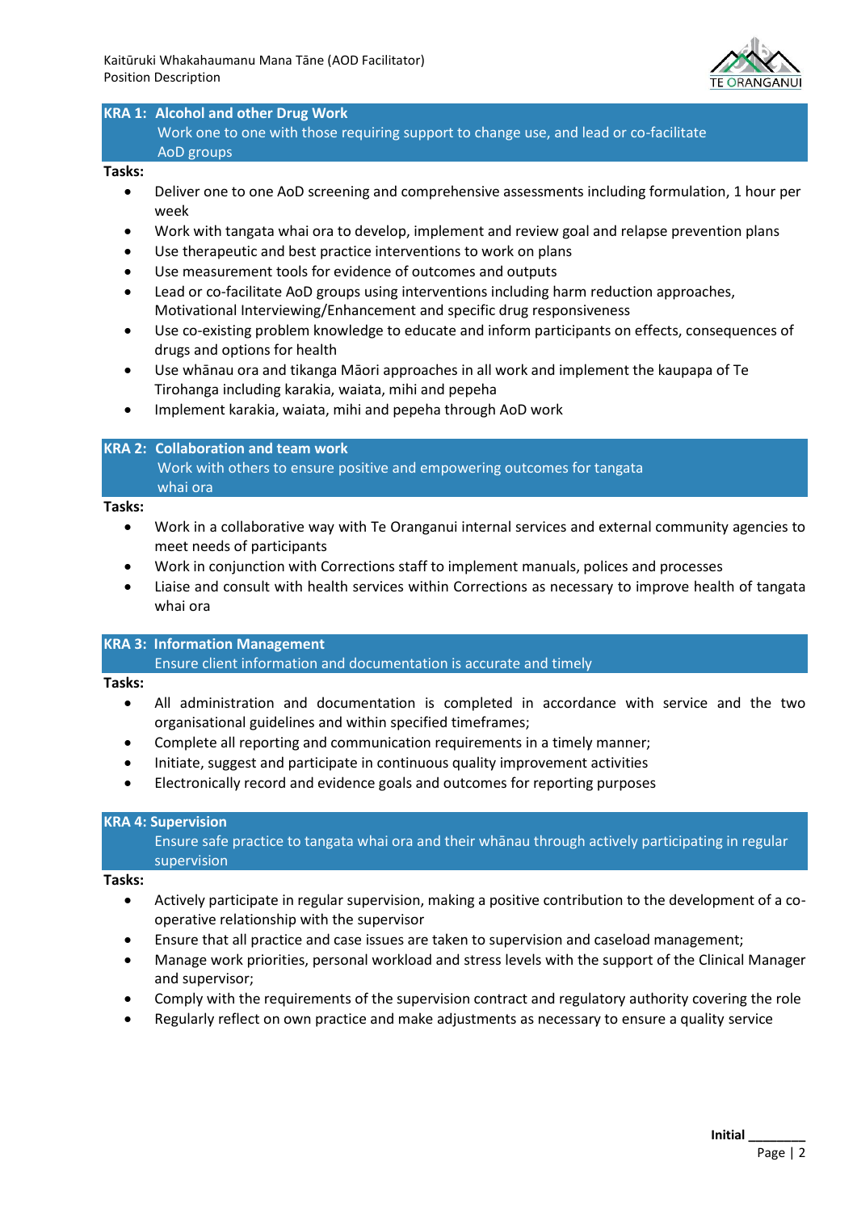## KRA 1: Alcohol and other Drug Work

Work one to one with those requiring support to change use, and lead or co-facilitate AoD groups

**Tasks:**

- Deliver one to one AoD screening and comprehensive assessments including formulation, 1 hour per week
- Work with tangata whai ora to develop, implement and review goal and relapse prevention plans
- Use therapeutic and best practice interventions to work on plans
- Use measurement tools for evidence of outcomes and outputs
- Lead or co-facilitate AoD groups using interventions including harm reduction approaches, Motivational Interviewing/Enhancement and specific drug responsiveness
- Use co-existing problem knowledge to educate and inform participants on effects, consequences of drugs and options for health
- Use whānau ora and tikanga Māori approaches in all work and implement the kaupapa of Te Tirohanga including karakia, waiata, mihi and pepeha
- Implement karakia, waiata, mihi and pepeha through AoD work

## KRA 2: Collaboration and team work

Work with others to ensure positive and empowering outcomes for tangata whai ora

**Tasks:**

- Work in a collaborative way with Te Oranganui internal services and external community agencies to meet needs of participants
- Work in conjunction with Corrections staff to implement manuals, polices and processes
- Liaise and consult with health services within Corrections as necessary to improve health of tangata whai ora

## KRA 3: Information Management

Ensure client information and documentation is accurate and timely

**Tasks:**

- All administration and documentation is completed in accordance with service and the two organisational guidelines and within specified timeframes;
- Complete all reporting and communication requirements in a timely manner;
- Initiate, suggest and participate in continuous quality improvement activities
- Electronically record and evidence goals and outcomes for reporting purposes

## KRA 4: Supervision

Ensure safe practice to tangata whai ora and their whānau through actively participating in regular supervision

**Tasks:**

- Actively participate in regular supervision, making a positive contribution to the development of a co-operative relationship with the supervisor
- Ensure that all practice and case issues are taken to supervision and caseload management;
- Manage work priorities, personal workload and stress levels with the support of the Clinical Manager and supervisor;
- Comply with the requirements of the supervision contract and regulatory authority covering the role
- Regularly reflect on own practice and make adjustments as necessary to ensure a quality service

**Initial** ________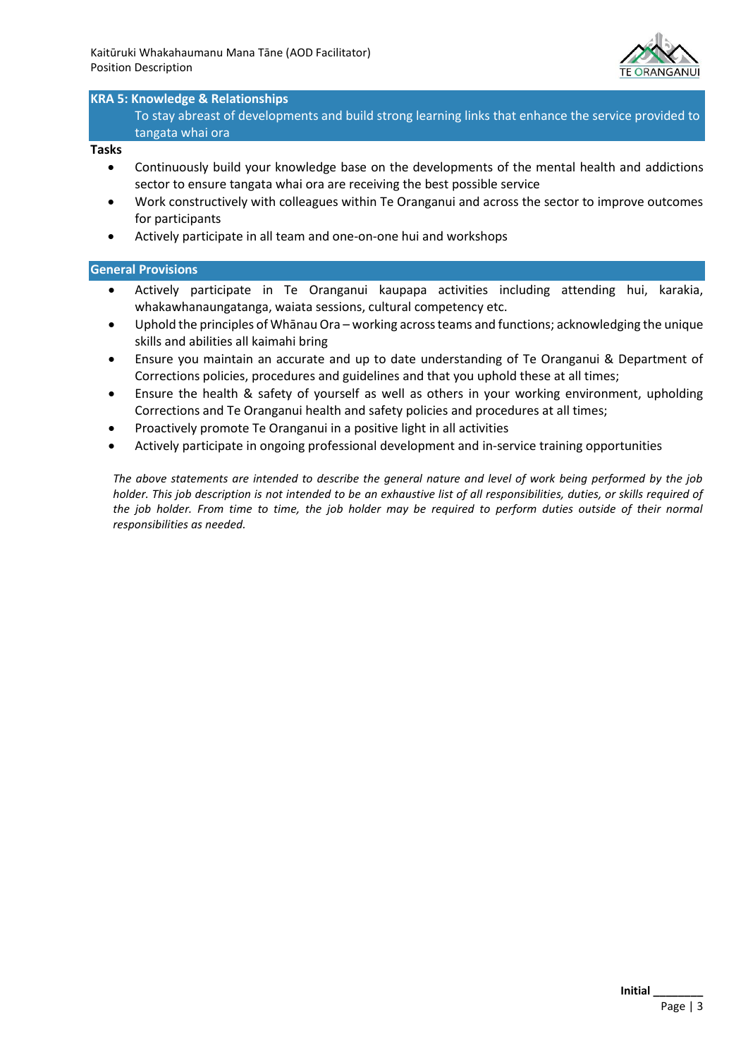## KRA 5: Knowledge & Relationships

To stay abreast of developments and build strong learning links that enhance the service provided to tangata whai ora

**Tasks**

- Continuously build your knowledge base on the developments of the mental health and addictions sector to ensure tangata whai ora are receiving the best possible service
- Work constructively with colleagues within Te Oranganui and across the sector to improve outcomes for participants
- Actively participate in all team and one-on-one hui and workshops

## General Provisions

- Actively participate in Te Oranganui kaupapa activities including attending hui, karakia, whakawhanaungatanga, waiata sessions, cultural competency etc.
- Uphold the principles of Whānau Ora – working across teams and functions; acknowledging the unique skills and abilities all kaimahi bring
- Ensure you maintain an accurate and up to date understanding of Te Oranganui & Department of Corrections policies, procedures and guidelines and that you uphold these at all times;
- Ensure the health & safety of yourself as well as others in your working environment, upholding Corrections and Te Oranganui health and safety policies and procedures at all times;
- Proactively promote Te Oranganui in a positive light in all activities
- Actively participate in ongoing professional development and in-service training opportunities

*The above statements are intended to describe the general nature and level of work being performed by the job holder. This job description is not intended to be an exhaustive list of all responsibilities, duties, or skills required of the job holder. From time to time, the job holder may be required to perform duties outside of their normal responsibilities as needed.*

**Initial** ________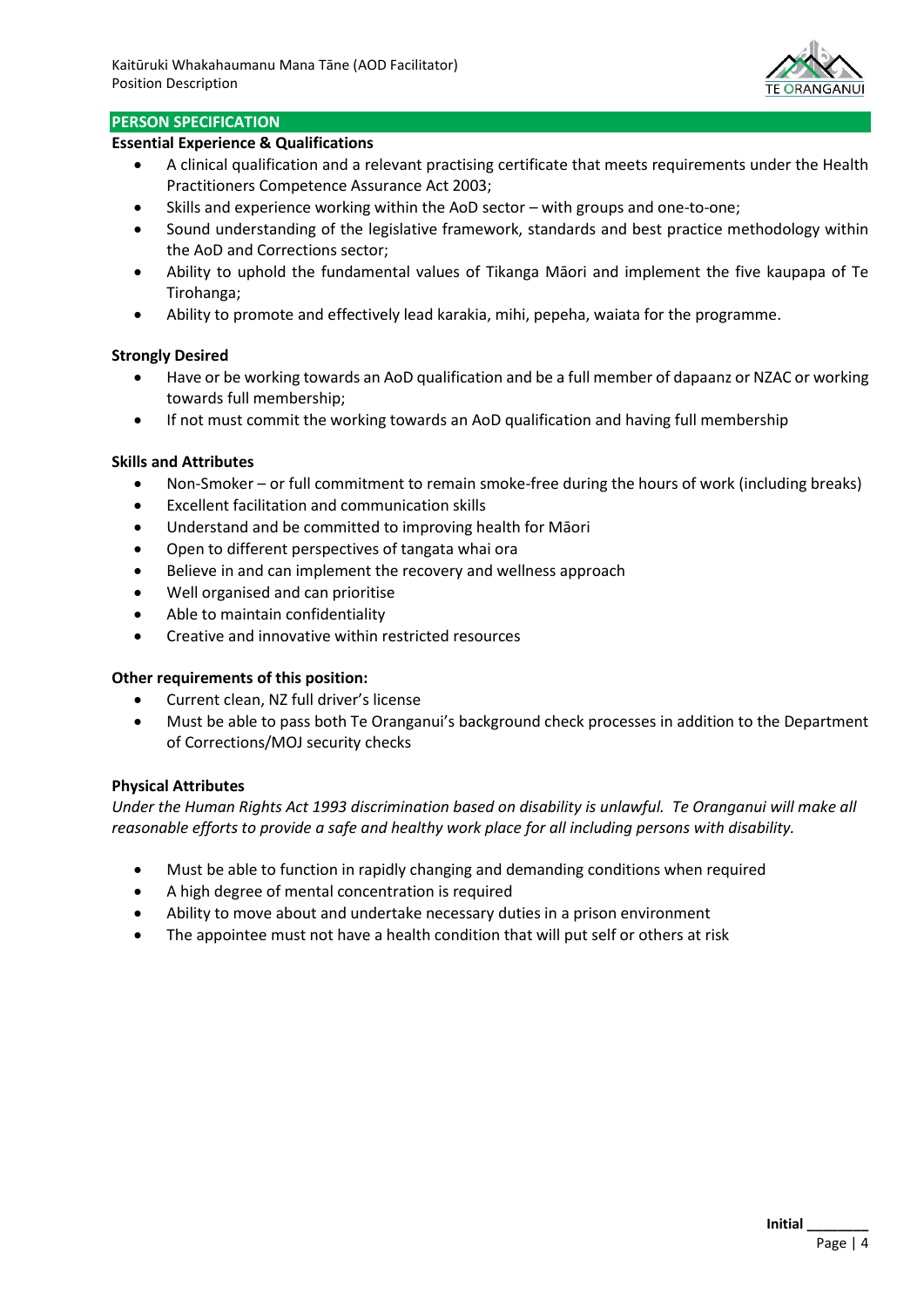## PERSON SPECIFICATION

**Essential Experience & Qualifications**

- A clinical qualification and a relevant practising certificate that meets requirements under the Health Practitioners Competence Assurance Act 2003;
- Skills and experience working within the AoD sector – with groups and one-to-one;
- Sound understanding of the legislative framework, standards and best practice methodology within the AoD and Corrections sector;
- Ability to uphold the fundamental values of Tikanga Māori and implement the five kaupapa of Te Tirohanga;
- Ability to promote and effectively lead karakia, mihi, pepeha, waiata for the programme.

**Strongly Desired**

- Have or be working towards an AoD qualification and be a full member of dapaanz or NZAC or working towards full membership;
- If not must commit the working towards an AoD qualification and having full membership

**Skills and Attributes**

- Non-Smoker – or full commitment to remain smoke-free during the hours of work (including breaks)
- Excellent facilitation and communication skills
- Understand and be committed to improving health for Māori
- Open to different perspectives of tangata whai ora
- Believe in and can implement the recovery and wellness approach
- Well organised and can prioritise
- Able to maintain confidentiality
- Creative and innovative within restricted resources

**Other requirements of this position:**

- Current clean, NZ full driver's license
- Must be able to pass both Te Oranganui's background check processes in addition to the Department of Corrections/MOJ security checks

**Physical Attributes**

*Under the Human Rights Act 1993 discrimination based on disability is unlawful. Te Oranganui will make all reasonable efforts to provide a safe and healthy work place for all including persons with disability.*

- Must be able to function in rapidly changing and demanding conditions when required
- A high degree of mental concentration is required
- Ability to move about and undertake necessary duties in a prison environment
- The appointee must not have a health condition that will put self or others at risk

**Initial** ________